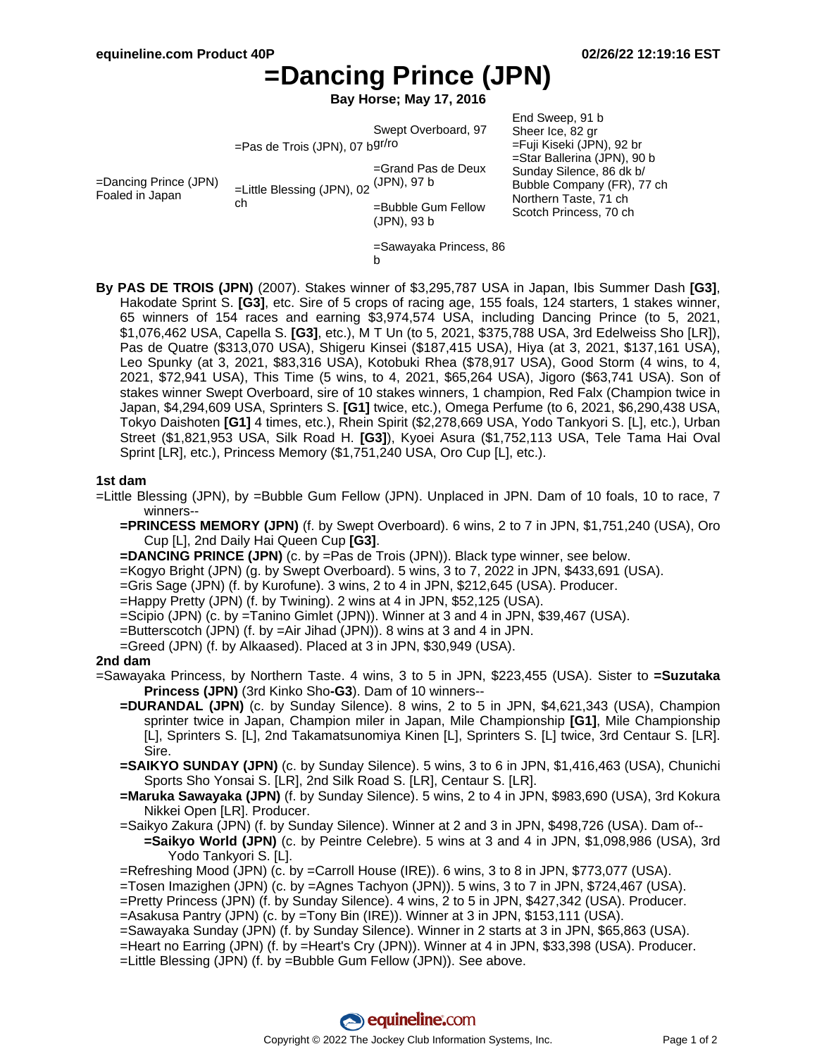# =Dancing Prince (JPN)

**Bay Horse; May 17, 2016**

| | | | |
|---|---|---|---|
| =Dancing Prince (JPN) Foaled in Japan | =Pas de Trois (JPN), 07 b | Swept Overboard, 97 gr/ro | End Sweep, 91 b |
| | | | Sheer Ice, 82 gr |
| | | =Grand Pas de Deux (JPN), 97 b | =Fuji Kiseki (JPN), 92 br |
| | | | =Star Ballerina (JPN), 90 b |
| | =Little Blessing (JPN), 02 ch | =Bubble Gum Fellow (JPN), 93 b | Sunday Silence, 86 dk b/ |
| | | | Bubble Company (FR), 77 ch |
| | | =Sawayaka Princess, 86 b | Northern Taste, 71 ch |
| | | | Scotch Princess, 70 ch |

**By PAS DE TROIS (JPN)** (2007). Stakes winner of $3,295,787 USA in Japan, Ibis Summer Dash **[G3]**, Hakodate Sprint S. **[G3]**, etc. Sire of 5 crops of racing age, 155 foals, 124 starters, 1 stakes winner, 65 winners of 154 races and earning $3,974,574 USA, including Dancing Prince (to 5, 2021, $1,076,462 USA, Capella S. **[G3]**, etc.), M T Un (to 5, 2021, $375,788 USA, 3rd Edelweiss Sho [LR]), Pas de Quatre ($313,070 USA), Shigeru Kinsei ($187,415 USA), Hiya (at 3, 2021, $137,161 USA), Leo Spunky (at 3, 2021, $83,316 USA), Kotobuki Rhea ($78,917 USA), Good Storm (4 wins, to 4, 2021, $72,941 USA), This Time (5 wins, to 4, 2021, $65,264 USA), Jigoro ($63,741 USA). Son of stakes winner Swept Overboard, sire of 10 stakes winners, 1 champion, Red Falx (Champion twice in Japan, $4,294,609 USA, Sprinters S. **[G1]** twice, etc.), Omega Perfume (to 6, 2021, $6,290,438 USA, Tokyo Daishoten **[G1]** 4 times, etc.), Rhein Spirit ($2,278,669 USA, Yodo Tankyori S. [L], etc.), Urban Street ($1,821,953 USA, Silk Road H. **[G3]**), Kyoei Asura ($1,752,113 USA, Tele Tama Hai Oval Sprint [LR], etc.), Princess Memory ($1,751,240 USA, Oro Cup [L], etc.).

### 1st dam

=Little Blessing (JPN), by =Bubble Gum Fellow (JPN). Unplaced in JPN. Dam of 10 foals, 10 to race, 7 winners--

- **=PRINCESS MEMORY (JPN)** (f. by Swept Overboard). 6 wins, 2 to 7 in JPN, $1,751,240 (USA), Oro Cup [L], 2nd Daily Hai Queen Cup **[G3]**.
- **=DANCING PRINCE (JPN)** (c. by =Pas de Trois (JPN)). Black type winner, see below.
- =Kogyo Bright (JPN) (g. by Swept Overboard). 5 wins, 3 to 7, 2022 in JPN, $433,691 (USA).
- =Gris Sage (JPN) (f. by Kurofune). 3 wins, 2 to 4 in JPN, $212,645 (USA). Producer.
- =Happy Pretty (JPN) (f. by Twining). 2 wins at 4 in JPN, $52,125 (USA).
- =Scipio (JPN) (c. by =Tanino Gimlet (JPN)). Winner at 3 and 4 in JPN, $39,467 (USA).
- =Butterscotch (JPN) (f. by =Air Jihad (JPN)). 8 wins at 3 and 4 in JPN.
- =Greed (JPN) (f. by Alkaased). Placed at 3 in JPN, $30,949 (USA).

### 2nd dam

=Sawayaka Princess, by Northern Taste. 4 wins, 3 to 5 in JPN, $223,455 (USA). Sister to **=Suzutaka Princess (JPN)** (3rd Kinko Sho**-G3**). Dam of 10 winners--

- **=DURANDAL (JPN)** (c. by Sunday Silence). 8 wins, 2 to 5 in JPN, $4,621,343 (USA), Champion sprinter twice in Japan, Champion miler in Japan, Mile Championship **[G1]**, Mile Championship [L], Sprinters S. [L], 2nd Takamatsunomiya Kinen [L], Sprinters S. [L] twice, 3rd Centaur S. [LR]. Sire.
- **=SAIKYO SUNDAY (JPN)** (c. by Sunday Silence). 5 wins, 3 to 6 in JPN, $1,416,463 (USA), Chunichi Sports Sho Yonsai S. [LR], 2nd Silk Road S. [LR], Centaur S. [LR].
- **=Maruka Sawayaka (JPN)** (f. by Sunday Silence). 5 wins, 2 to 4 in JPN, $983,690 (USA), 3rd Kokura Nikkei Open [LR]. Producer.
- =Saikyo Zakura (JPN) (f. by Sunday Silence). Winner at 2 and 3 in JPN, $498,726 (USA). Dam of--
  - **=Saikyo World (JPN)** (c. by Peintre Celebre). 5 wins at 3 and 4 in JPN, $1,098,986 (USA), 3rd Yodo Tankyori S. [L].
- =Refreshing Mood (JPN) (c. by =Carroll House (IRE)). 6 wins, 3 to 8 in JPN, $773,077 (USA).
- =Tosen Imazighen (JPN) (c. by =Agnes Tachyon (JPN)). 5 wins, 3 to 7 in JPN, $724,467 (USA).
- =Pretty Princess (JPN) (f. by Sunday Silence). 4 wins, 2 to 5 in JPN, $427,342 (USA). Producer.
- =Asakusa Pantry (JPN) (c. by =Tony Bin (IRE)). Winner at 3 in JPN, $153,111 (USA).
- =Sawayaka Sunday (JPN) (f. by Sunday Silence). Winner in 2 starts at 3 in JPN, $65,863 (USA).
- =Heart no Earring (JPN) (f. by =Heart's Cry (JPN)). Winner at 4 in JPN, $33,398 (USA). Producer.
- =Little Blessing (JPN) (f. by =Bubble Gum Fellow (JPN)). See above.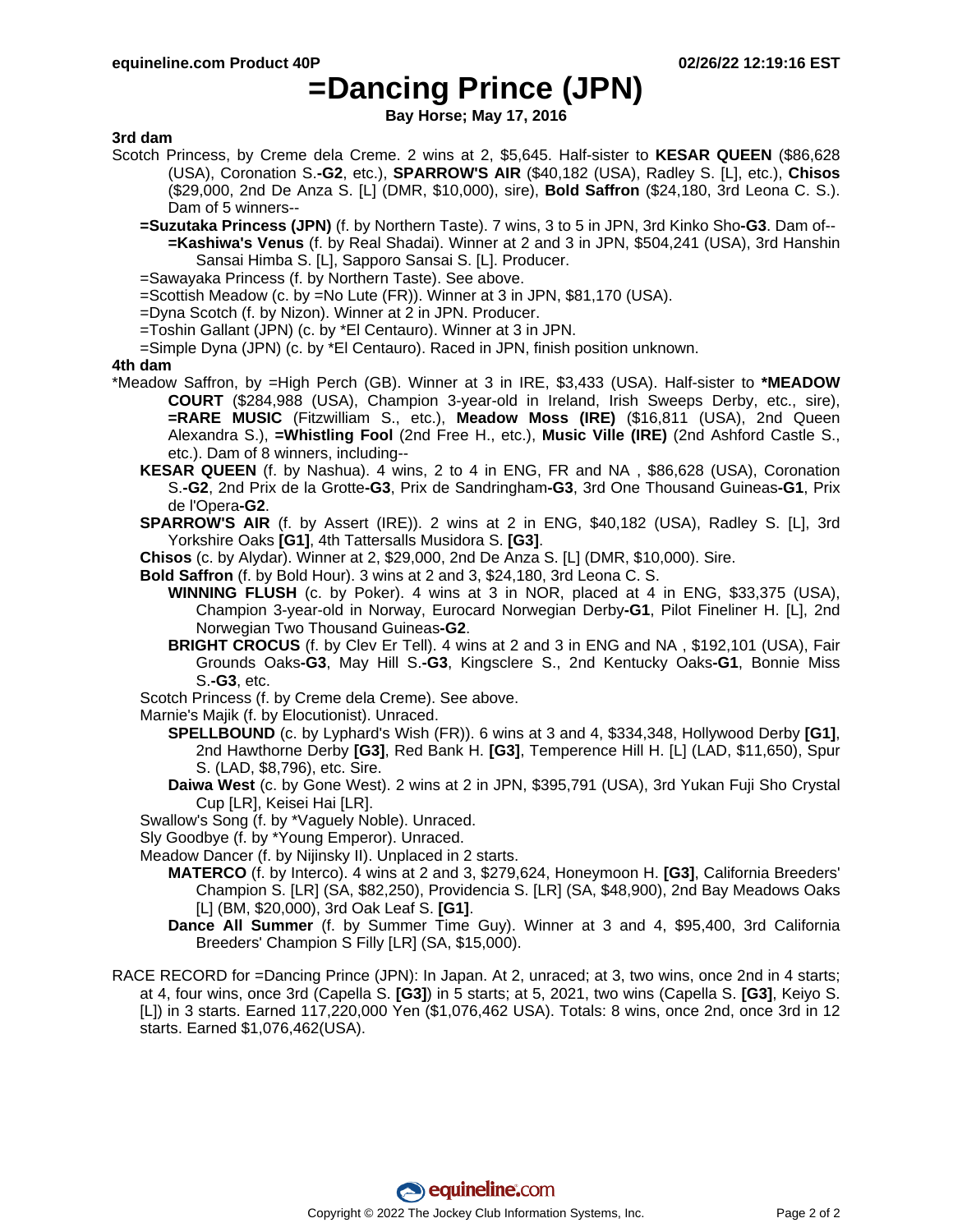# =Dancing Prince (JPN)

**Bay Horse; May 17, 2016**

**3rd dam**

Scotch Princess, by Creme dela Creme. 2 wins at 2, $5,645. Half-sister to **KESAR QUEEN** ($86,628 (USA), Coronation S.**-G2**, etc.), **SPARROW'S AIR** ($40,182 (USA), Radley S. [L], etc.), **Chisos** ($29,000, 2nd De Anza S. [L] (DMR, $10,000), sire), **Bold Saffron** ($24,180, 3rd Leona C. S.). Dam of 5 winners--

- **=Suzutaka Princess (JPN)** (f. by Northern Taste). 7 wins, 3 to 5 in JPN, 3rd Kinko Sho**-G3**. Dam of--
  - **=Kashiwa's Venus** (f. by Real Shadai). Winner at 2 and 3 in JPN, $504,241 (USA), 3rd Hanshin Sansai Himba S. [L], Sapporo Sansai S. [L]. Producer.
- =Sawayaka Princess (f. by Northern Taste). See above.
- =Scottish Meadow (c. by =No Lute (FR)). Winner at 3 in JPN, $81,170 (USA).
- =Dyna Scotch (f. by Nizon). Winner at 2 in JPN. Producer.
- =Toshin Gallant (JPN) (c. by *El Centauro). Winner at 3 in JPN.
- =Simple Dyna (JPN) (c. by *El Centauro). Raced in JPN, finish position unknown.

**4th dam**

*Meadow Saffron, by =High Perch (GB). Winner at 3 in IRE, $3,433 (USA). Half-sister to ***MEADOW COURT** ($284,988 (USA), Champion 3-year-old in Ireland, Irish Sweeps Derby, etc., sire), **=RARE MUSIC** (Fitzwilliam S., etc.), **Meadow Moss (IRE)** ($16,811 (USA), 2nd Queen Alexandra S.), **=Whistling Fool** (2nd Free H., etc.), **Music Ville (IRE)** (2nd Ashford Castle S., etc.). Dam of 8 winners, including--

- **KESAR QUEEN** (f. by Nashua). 4 wins, 2 to 4 in ENG, FR and NA , $86,628 (USA), Coronation S.**-G2**, 2nd Prix de la Grotte**-G3**, Prix de Sandringham**-G3**, 3rd One Thousand Guineas**-G1**, Prix de l'Opera**-G2**.
- **SPARROW'S AIR** (f. by Assert (IRE)). 2 wins at 2 in ENG, $40,182 (USA), Radley S. [L], 3rd Yorkshire Oaks **[G1]**, 4th Tattersalls Musidora S. **[G3]**.
- **Chisos** (c. by Alydar). Winner at 2, $29,000, 2nd De Anza S. [L] (DMR, $10,000). Sire.
- **Bold Saffron** (f. by Bold Hour). 3 wins at 2 and 3, $24,180, 3rd Leona C. S.
  - **WINNING FLUSH** (c. by Poker). 4 wins at 3 in NOR, placed at 4 in ENG, $33,375 (USA), Champion 3-year-old in Norway, Eurocard Norwegian Derby**-G1**, Pilot Fineliner H. [L], 2nd Norwegian Two Thousand Guineas**-G2**.
  - **BRIGHT CROCUS** (f. by Clev Er Tell). 4 wins at 2 and 3 in ENG and NA , $192,101 (USA), Fair Grounds Oaks**-G3**, May Hill S.**-G3**, Kingsclere S., 2nd Kentucky Oaks**-G1**, Bonnie Miss S.**-G3**, etc.
- Scotch Princess (f. by Creme dela Creme). See above.
- Marnie's Majik (f. by Elocutionist). Unraced.
  - **SPELLBOUND** (c. by Lyphard's Wish (FR)). 6 wins at 3 and 4, $334,348, Hollywood Derby **[G1]**, 2nd Hawthorne Derby **[G3]**, Red Bank H. **[G3]**, Temperence Hill H. [L] (LAD, $11,650), Spur S. (LAD, $8,796), etc. Sire.
  - **Daiwa West** (c. by Gone West). 2 wins at 2 in JPN, $395,791 (USA), 3rd Yukan Fuji Sho Crystal Cup [LR], Keisei Hai [LR].
- Swallow's Song (f. by *Vaguely Noble). Unraced.
- Sly Goodbye (f. by *Young Emperor). Unraced.
- Meadow Dancer (f. by Nijinsky II). Unplaced in 2 starts.
  - **MATERCO** (f. by Interco). 4 wins at 2 and 3, $279,624, Honeymoon H. **[G3]**, California Breeders' Champion S. [LR] (SA, $82,250), Providencia S. [LR] (SA, $48,900), 2nd Bay Meadows Oaks [L] (BM, $20,000), 3rd Oak Leaf S. **[G1]**.
  - **Dance All Summer** (f. by Summer Time Guy). Winner at 3 and 4, $95,400, 3rd California Breeders' Champion S Filly [LR] (SA, $15,000).

RACE RECORD for =Dancing Prince (JPN): In Japan. At 2, unraced; at 3, two wins, once 2nd in 4 starts; at 4, four wins, once 3rd (Capella S. **[G3]**) in 5 starts; at 5, 2021, two wins (Capella S. **[G3]**, Keiyo S. [L]) in 3 starts. Earned 117,220,000 Yen ($1,076,462 USA). Totals: 8 wins, once 2nd, once 3rd in 12 starts. Earned $1,076,462(USA).